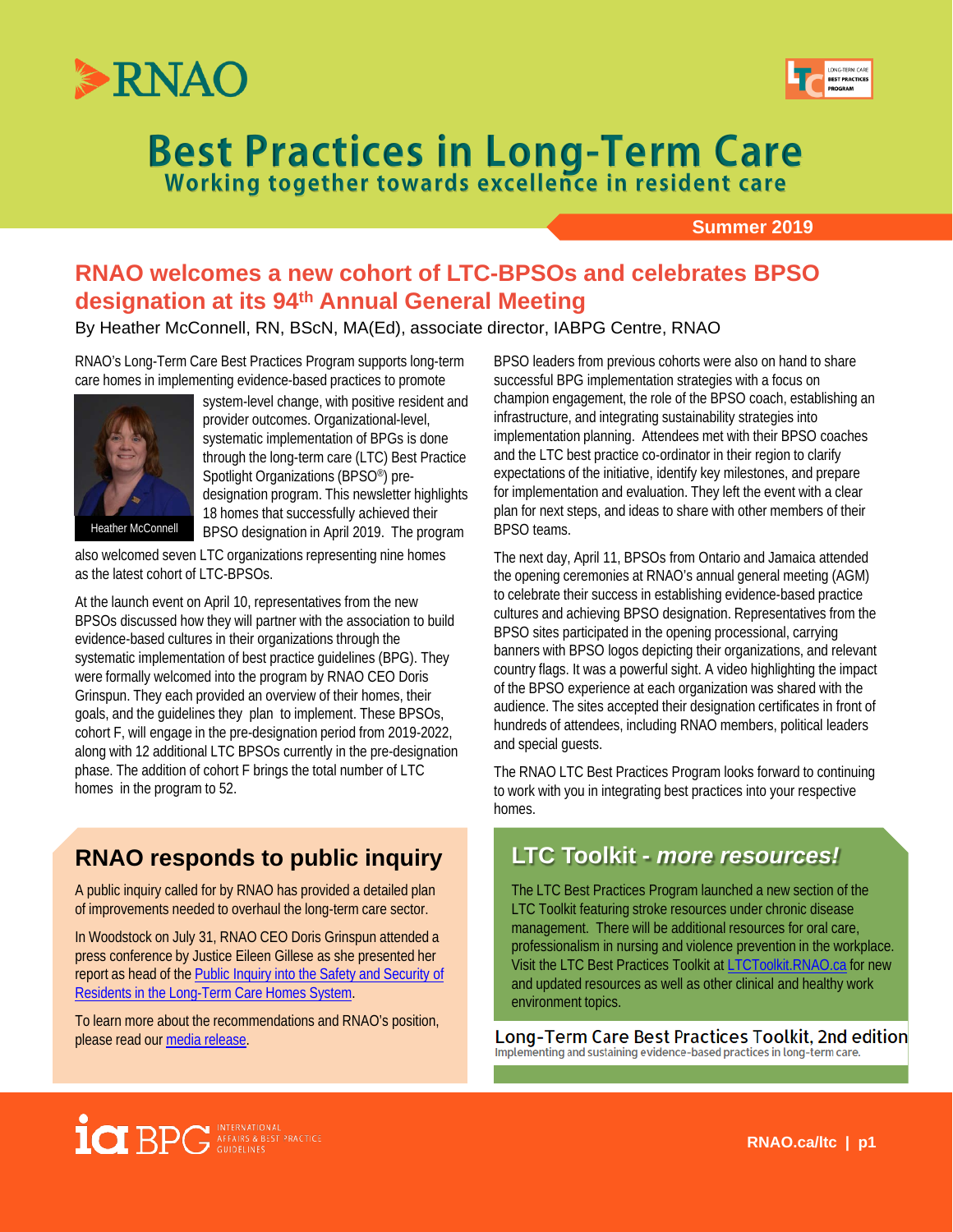# Best Practices in Long-Term Care

**Working together towards excellence in resident care**

**Summer 2019**

## RNAO welcomes a new cohort of LTC-BPSOs and celebrates BPSO designation at its 94th Annual General Meeting

By Heather McConnell, RN, BScN, MA(Ed), associate director, IABPG Centre, RNAO

RNAO's Long-Term Care Best Practices Program supports long-term care homes in implementing evidence-based practices to promote system-level change, with positive resident and provider outcomes. Organizational-level, systematic implementation of BPGs is done through the long-term care (LTC) Best Practice Spotlight Organizations (BPSO®) pre-designation program. This newsletter highlights 18 homes that successfully achieved their BPSO designation in April 2019. The program also welcomed seven LTC organizations representing nine homes as the latest cohort of LTC-BPSOs.

Heather McConnell

At the launch event on April 10, representatives from the new BPSOs discussed how they will partner with the association to build evidence-based cultures in their organizations through the systematic implementation of best practice guidelines (BPG). They were formally welcomed into the program by RNAO CEO Doris Grinspun. They each provided an overview of their homes, their goals, and the guidelines they plan to implement. These BPSOs, cohort F, will engage in the pre-designation period from 2019-2022, along with 12 additional LTC BPSOs currently in the pre-designation phase. The addition of cohort F brings the total number of LTC homes in the program to 52.

BPSO leaders from previous cohorts were also on hand to share successful BPG implementation strategies with a focus on champion engagement, the role of the BPSO coach, establishing an infrastructure, and integrating sustainability strategies into implementation planning. Attendees met with their BPSO coaches and the LTC best practice co-ordinator in their region to clarify expectations of the initiative, identify key milestones, and prepare for implementation and evaluation. They left the event with a clear plan for next steps, and ideas to share with other members of their BPSO teams.

The next day, April 11, BPSOs from Ontario and Jamaica attended the opening ceremonies at RNAO's annual general meeting (AGM) to celebrate their success in establishing evidence-based practice cultures and achieving BPSO designation. Representatives from the BPSO sites participated in the opening processional, carrying banners with BPSO logos depicting their organizations, and relevant country flags. It was a powerful sight. A video highlighting the impact of the BPSO experience at each organization was shared with the audience. The sites accepted their designation certificates in front of hundreds of attendees, including RNAO members, political leaders and special guests.

The RNAO LTC Best Practices Program looks forward to continuing to work with you in integrating best practices into your respective homes.

## RNAO responds to public inquiry

A public inquiry called for by RNAO has provided a detailed plan of improvements needed to overhaul the long-term care sector.

In Woodstock on July 31, RNAO CEO Doris Grinspun attended a press conference by Justice Eileen Gillese as she presented her report as head of the [Public Inquiry into the Safety and Security of Residents in the Long-Term Care Homes System](#).

To learn more about the recommendations and RNAO's position, please read our [media release](#).

## LTC Toolkit - *more resources!*

The LTC Best Practices Program launched a new section of the LTC Toolkit featuring stroke resources under chronic disease management. There will be additional resources for oral care, professionalism in nursing and violence prevention in the workplace. Visit the LTC Best Practices Toolkit at [LTCToolkit.RNAO.ca](#) for new and updated resources as well as other clinical and healthy work environment topics.

**Long-Term Care Best Practices Toolkit, 2nd edition**
Implementing and sustaining evidence-based practices in long-term care.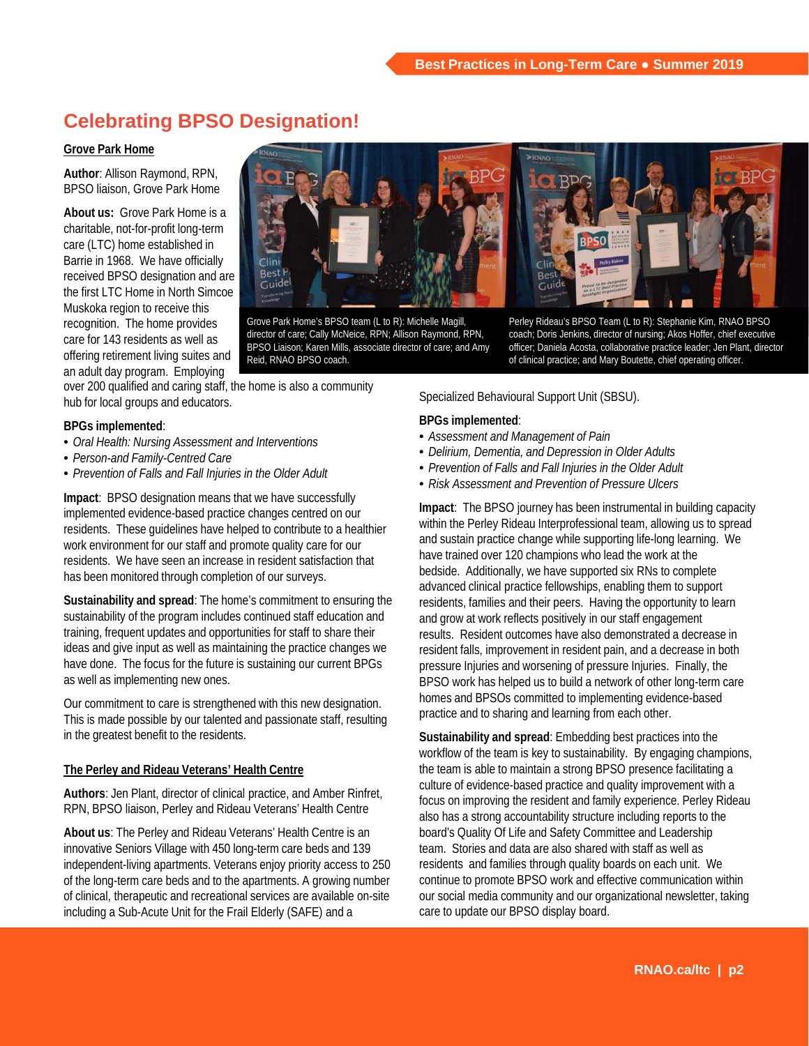# Celebrating BPSO Designation!

## Grove Park Home

**Author**: Allison Raymond, RPN, BPSO liaison, Grove Park Home

**About us:** Grove Park Home is a charitable, not-for-profit long-term care (LTC) home established in Barrie in 1968. We have officially received BPSO designation and are the first LTC Home in North Simcoe Muskoka region to receive this recognition. The home provides care for 143 residents as well as offering retirement living suites and an adult day program. Employing over 200 qualified and caring staff, the home is also a community hub for local groups and educators.

Grove Park Home's BPSO team (L to R): Michelle Magill, director of care; Cally McNeice, RPN; Allison Raymond, RPN, BPSO Liaison; Karen Mills, associate director of care; and Amy Reid, RNAO BPSO coach.

Perley Rideau's BPSO Team (L to R): Stephanie Kim, RNAO BPSO coach; Doris Jenkins, director of nursing; Akos Hoffer, chief executive officer; Daniela Acosta, collaborative practice leader; Jen Plant, director of clinical practice; and Mary Boutette, chief operating officer.

**BPGs implemented**:

- *Oral Health: Nursing Assessment and Interventions*
- *Person-and Family-Centred Care*
- *Prevention of Falls and Fall Injuries in the Older Adult*

**Impact**: BPSO designation means that we have successfully implemented evidence-based practice changes centred on our residents. These guidelines have helped to contribute to a healthier work environment for our staff and promote quality care for our residents. We have seen an increase in resident satisfaction that has been monitored through completion of our surveys.

**Sustainability and spread**: The home's commitment to ensuring the sustainability of the program includes continued staff education and training, frequent updates and opportunities for staff to share their ideas and give input as well as maintaining the practice changes we have done. The focus for the future is sustaining our current BPGs as well as implementing new ones.

Our commitment to care is strengthened with this new designation. This is made possible by our talented and passionate staff, resulting in the greatest benefit to the residents.

## The Perley and Rideau Veterans' Health Centre

**Authors**: Jen Plant, director of clinical practice, and Amber Rinfret, RPN, BPSO liaison, Perley and Rideau Veterans' Health Centre

**About us**: The Perley and Rideau Veterans' Health Centre is an innovative Seniors Village with 450 long-term care beds and 139 independent-living apartments. Veterans enjoy priority access to 250 of the long-term care beds and to the apartments. A growing number of clinical, therapeutic and recreational services are available on-site including a Sub-Acute Unit for the Frail Elderly (SAFE) and a Specialized Behavioural Support Unit (SBSU).

**BPGs implemented**:

- *Assessment and Management of Pain*
- *Delirium, Dementia, and Depression in Older Adults*
- *Prevention of Falls and Fall Injuries in the Older Adult*
- *Risk Assessment and Prevention of Pressure Ulcers*

**Impact**: The BPSO journey has been instrumental in building capacity within the Perley Rideau Interprofessional team, allowing us to spread and sustain practice change while supporting life-long learning. We have trained over 120 champions who lead the work at the bedside. Additionally, we have supported six RNs to complete advanced clinical practice fellowships, enabling them to support residents, families and their peers. Having the opportunity to learn and grow at work reflects positively in our staff engagement results. Resident outcomes have also demonstrated a decrease in resident falls, improvement in resident pain, and a decrease in both pressure Injuries and worsening of pressure Injuries. Finally, the BPSO work has helped us to build a network of other long-term care homes and BPSOs committed to implementing evidence-based practice and to sharing and learning from each other.

**Sustainability and spread**: Embedding best practices into the workflow of the team is key to sustainability. By engaging champions, the team is able to maintain a strong BPSO presence facilitating a culture of evidence-based practice and quality improvement with a focus on improving the resident and family experience. Perley Rideau also has a strong accountability structure including reports to the board's Quality Of Life and Safety Committee and Leadership team. Stories and data are also shared with staff as well as residents and families through quality boards on each unit. We continue to promote BPSO work and effective communication within our social media community and our organizational newsletter, taking care to update our BPSO display board.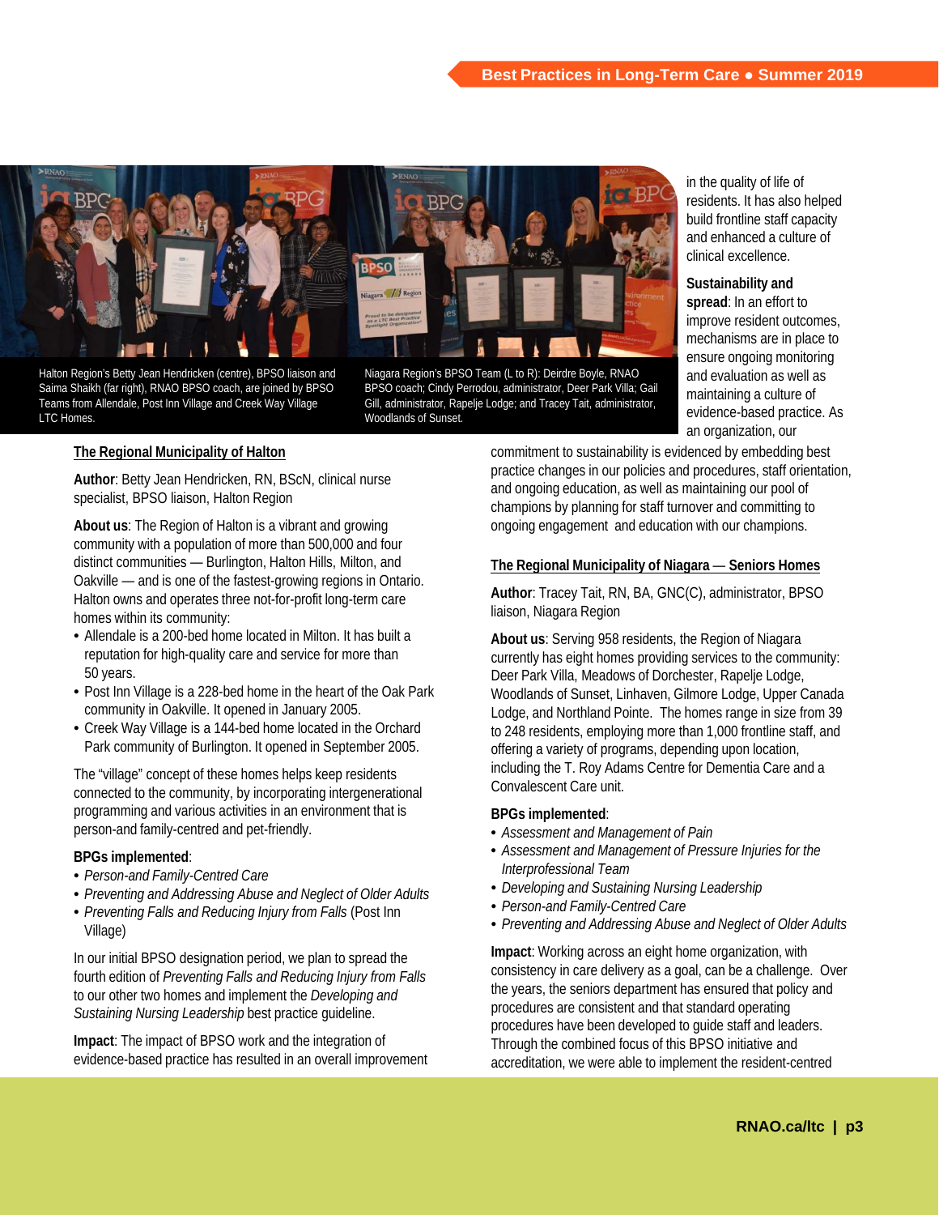Halton Region's Betty Jean Hendricken (centre), BPSO liaison and Saima Shaikh (far right), RNAO BPSO coach, are joined by BPSO Teams from Allendale, Post Inn Village and Creek Way Village LTC Homes.

Niagara Region's BPSO Team (L to R): Deirdre Boyle, RNAO BPSO coach; Cindy Perrodou, administrator, Deer Park Villa; Gail Gill, administrator, Rapelje Lodge; and Tracey Tait, administrator, Woodlands of Sunset.

## The Regional Municipality of Halton

**Author**: Betty Jean Hendricken, RN, BScN, clinical nurse specialist, BPSO liaison, Halton Region

**About us**: The Region of Halton is a vibrant and growing community with a population of more than 500,000 and four distinct communities — Burlington, Halton Hills, Milton, and Oakville — and is one of the fastest-growing regions in Ontario. Halton owns and operates three not-for-profit long-term care homes within its community:

- Allendale is a 200-bed home located in Milton. It has built a reputation for high-quality care and service for more than 50 years.
- Post Inn Village is a 228-bed home in the heart of the Oak Park community in Oakville. It opened in January 2005.
- Creek Way Village is a 144-bed home located in the Orchard Park community of Burlington. It opened in September 2005.

The "village" concept of these homes helps keep residents connected to the community, by incorporating intergenerational programming and various activities in an environment that is person-and family-centred and pet-friendly.

**BPGs implemented**:

- *Person-and Family-Centred Care*
- *Preventing and Addressing Abuse and Neglect of Older Adults*
- *Preventing Falls and Reducing Injury from Falls* (Post Inn Village)

In our initial BPSO designation period, we plan to spread the fourth edition of *Preventing Falls and Reducing Injury from Falls* to our other two homes and implement the *Developing and Sustaining Nursing Leadership* best practice guideline.

**Impact**: The impact of BPSO work and the integration of evidence-based practice has resulted in an overall improvement in the quality of life of residents. It has also helped build frontline staff capacity and enhanced a culture of clinical excellence.

**Sustainability and spread**: In an effort to improve resident outcomes, mechanisms are in place to ensure ongoing monitoring and evaluation as well as maintaining a culture of evidence-based practice. As an organization, our commitment to sustainability is evidenced by embedding best practice changes in our policies and procedures, staff orientation, and ongoing education, as well as maintaining our pool of champions by planning for staff turnover and committing to ongoing engagement and education with our champions.

## The Regional Municipality of Niagara — Seniors Homes

**Author**: Tracey Tait, RN, BA, GNC(C), administrator, BPSO liaison, Niagara Region

**About us**: Serving 958 residents, the Region of Niagara currently has eight homes providing services to the community: Deer Park Villa, Meadows of Dorchester, Rapelje Lodge, Woodlands of Sunset, Linhaven, Gilmore Lodge, Upper Canada Lodge, and Northland Pointe. The homes range in size from 39 to 248 residents, employing more than 1,000 frontline staff, and offering a variety of programs, depending upon location, including the T. Roy Adams Centre for Dementia Care and a Convalescent Care unit.

**BPGs implemented**:

- *Assessment and Management of Pain*
- *Assessment and Management of Pressure Injuries for the Interprofessional Team*
- *Developing and Sustaining Nursing Leadership*
- *Person-and Family-Centred Care*
- *Preventing and Addressing Abuse and Neglect of Older Adults*

**Impact**: Working across an eight home organization, with consistency in care delivery as a goal, can be a challenge. Over the years, the seniors department has ensured that policy and procedures are consistent and that standard operating procedures have been developed to guide staff and leaders. Through the combined focus of this BPSO initiative and accreditation, we were able to implement the resident-centred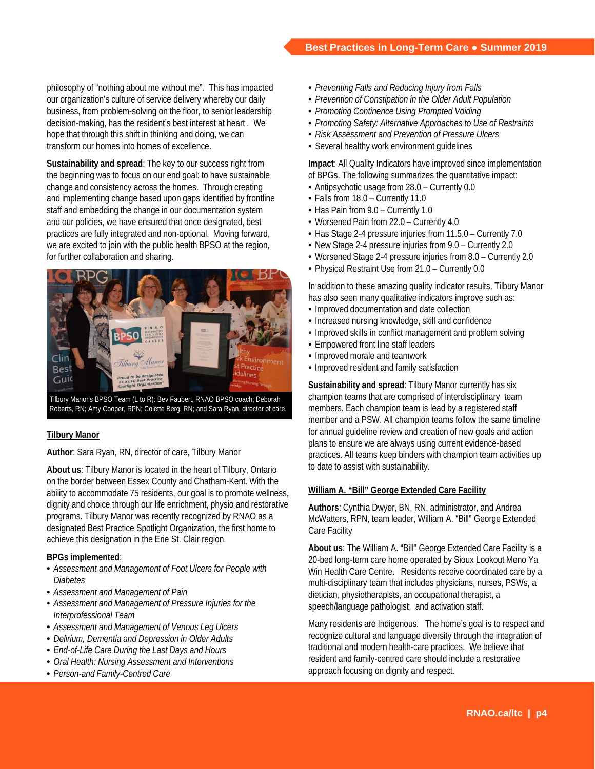philosophy of "nothing about me without me". This has impacted our organization's culture of service delivery whereby our daily business, from problem-solving on the floor, to senior leadership decision-making, has the resident's best interest at heart . We hope that through this shift in thinking and doing, we can transform our homes into homes of excellence.

**Sustainability and spread**: The key to our success right from the beginning was to focus on our end goal: to have sustainable change and consistency across the homes. Through creating and implementing change based upon gaps identified by frontline staff and embedding the change in our documentation system and our policies, we have ensured that once designated, best practices are fully integrated and non-optional. Moving forward, we are excited to join with the public health BPSO at the region, for further collaboration and sharing.

Tilbury Manor's BPSO Team (L to R): Bev Faubert, RNAO BPSO coach; Deborah Roberts, RN; Amy Cooper, RPN; Colette Berg, RN; and Sara Ryan, director of care.

## Tilbury Manor

**Author**: Sara Ryan, RN, director of care, Tilbury Manor

**About us**: Tilbury Manor is located in the heart of Tilbury, Ontario on the border between Essex County and Chatham-Kent. With the ability to accommodate 75 residents, our goal is to promote wellness, dignity and choice through our life enrichment, physio and restorative programs. Tilbury Manor was recently recognized by RNAO as a designated Best Practice Spotlight Organization, the first home to achieve this designation in the Erie St. Clair region.

**BPGs implemented**:

- *Assessment and Management of Foot Ulcers for People with Diabetes*
- *Assessment and Management of Pain*
- *Assessment and Management of Pressure Injuries for the Interprofessional Team*
- *Assessment and Management of Venous Leg Ulcers*
- *Delirium, Dementia and Depression in Older Adults*
- *End-of-Life Care During the Last Days and Hours*
- *Oral Health: Nursing Assessment and Interventions*
- *Person-and Family-Centred Care*
- *Preventing Falls and Reducing Injury from Falls*
- *Prevention of Constipation in the Older Adult Population*
- *Promoting Continence Using Prompted Voiding*
- *Promoting Safety: Alternative Approaches to Use of Restraints*
- *Risk Assessment and Prevention of Pressure Ulcers*
- Several healthy work environment guidelines

**Impact**: All Quality Indicators have improved since implementation of BPGs. The following summarizes the quantitative impact:

- Antipsychotic usage from 28.0 – Currently 0.0
- Falls from 18.0 – Currently 11.0
- Has Pain from 9.0 – Currently 1.0
- Worsened Pain from 22.0 – Currently 4.0
- Has Stage 2-4 pressure injuries from 11.5.0 – Currently 7.0
- New Stage 2-4 pressure injuries from 9.0 – Currently 2.0
- Worsened Stage 2-4 pressure injuries from 8.0 – Currently 2.0
- Physical Restraint Use from 21.0 – Currently 0.0

In addition to these amazing quality indicator results, Tilbury Manor has also seen many qualitative indicators improve such as:

- Improved documentation and date collection
- Increased nursing knowledge, skill and confidence
- Improved skills in conflict management and problem solving
- Empowered front line staff leaders
- Improved morale and teamwork
- Improved resident and family satisfaction

**Sustainability and spread**: Tilbury Manor currently has six champion teams that are comprised of interdisciplinary team members. Each champion team is lead by a registered staff member and a PSW. All champion teams follow the same timeline for annual guideline review and creation of new goals and action plans to ensure we are always using current evidence-based practices. All teams keep binders with champion team activities up to date to assist with sustainability.

## William A. "Bill" George Extended Care Facility

**Authors**: Cynthia Dwyer, BN, RN, administrator, and Andrea McWatters, RPN, team leader, William A. "Bill" George Extended Care Facility

**About us**: The William A. "Bill" George Extended Care Facility is a 20-bed long-term care home operated by Sioux Lookout Meno Ya Win Health Care Centre. Residents receive coordinated care by a multi-disciplinary team that includes physicians, nurses, PSWs, a dietician, physiotherapists, an occupational therapist, a speech/language pathologist, and activation staff.

Many residents are Indigenous. The home's goal is to respect and recognize cultural and language diversity through the integration of traditional and modern health-care practices. We believe that resident and family-centred care should include a restorative approach focusing on dignity and respect.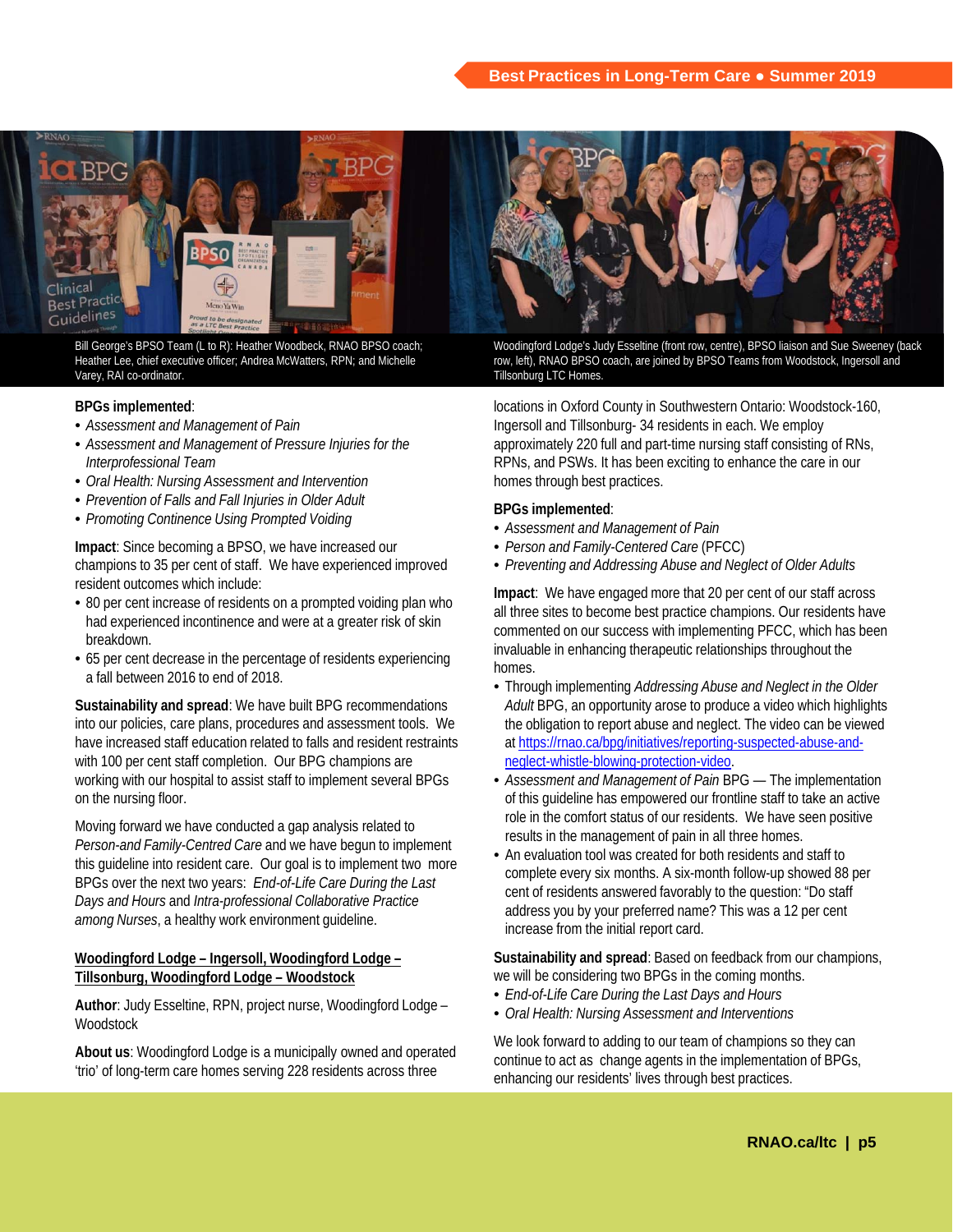Bill George's BPSO Team (L to R): Heather Woodbeck, RNAO BPSO coach; Heather Lee, chief executive officer; Andrea McWatters, RPN; and Michelle Varey, RAI co-ordinator.

Woodingford Lodge's Judy Esseltine (front row, centre), BPSO liaison and Sue Sweeney (back row, left), RNAO BPSO coach, are joined by BPSO Teams from Woodstock, Ingersoll and Tillsonburg LTC Homes.

**BPGs implemented**:

- *Assessment and Management of Pain*
- *Assessment and Management of Pressure Injuries for the Interprofessional Team*
- *Oral Health: Nursing Assessment and Intervention*
- *Prevention of Falls and Fall Injuries in Older Adult*
- *Promoting Continence Using Prompted Voiding*

**Impact**: Since becoming a BPSO, we have increased our champions to 35 per cent of staff. We have experienced improved resident outcomes which include:

- 80 per cent increase of residents on a prompted voiding plan who had experienced incontinence and were at a greater risk of skin breakdown.
- 65 per cent decrease in the percentage of residents experiencing a fall between 2016 to end of 2018.

**Sustainability and spread**: We have built BPG recommendations into our policies, care plans, procedures and assessment tools. We have increased staff education related to falls and resident restraints with 100 per cent staff completion. Our BPG champions are working with our hospital to assist staff to implement several BPGs on the nursing floor.

Moving forward we have conducted a gap analysis related to *Person-and Family-Centred Care* and we have begun to implement this guideline into resident care. Our goal is to implement two more BPGs over the next two years: *End-of-Life Care During the Last Days and Hours* and *Intra-professional Collaborative Practice among Nurses*, a healthy work environment guideline.

**Woodingford Lodge – Ingersoll, Woodingford Lodge – Tillsonburg, Woodingford Lodge – Woodstock**

**Author**: Judy Esseltine, RPN, project nurse, Woodingford Lodge – Woodstock

**About us**: Woodingford Lodge is a municipally owned and operated 'trio' of long-term care homes serving 228 residents across three locations in Oxford County in Southwestern Ontario: Woodstock-160, Ingersoll and Tillsonburg- 34 residents in each. We employ approximately 220 full and part-time nursing staff consisting of RNs, RPNs, and PSWs. It has been exciting to enhance the care in our homes through best practices.

**BPGs implemented**:

- *Assessment and Management of Pain*
- *Person and Family-Centered Care* (PFCC)
- *Preventing and Addressing Abuse and Neglect of Older Adults*

**Impact**: We have engaged more that 20 per cent of our staff across all three sites to become best practice champions. Our residents have commented on our success with implementing PFCC, which has been invaluable in enhancing therapeutic relationships throughout the homes.

- Through implementing *Addressing Abuse and Neglect in the Older Adult* BPG, an opportunity arose to produce a video which highlights the obligation to report abuse and neglect. The video can be viewed at https://rnao.ca/bpg/initiatives/reporting-suspected-abuse-and-neglect-whistle-blowing-protection-video.
- *Assessment and Management of Pain* BPG — The implementation of this guideline has empowered our frontline staff to take an active role in the comfort status of our residents. We have seen positive results in the management of pain in all three homes.
- An evaluation tool was created for both residents and staff to complete every six months. A six-month follow-up showed 88 per cent of residents answered favorably to the question: "Do staff address you by your preferred name? This was a 12 per cent increase from the initial report card.

**Sustainability and spread**: Based on feedback from our champions, we will be considering two BPGs in the coming months.

- *End-of-Life Care During the Last Days and Hours*
- *Oral Health: Nursing Assessment and Interventions*

We look forward to adding to our team of champions so they can continue to act as change agents in the implementation of BPGs, enhancing our residents' lives through best practices.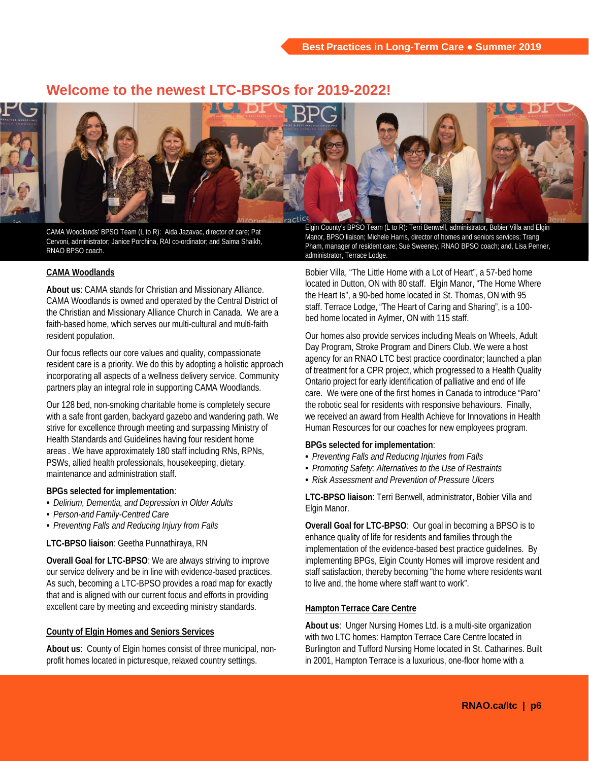# Welcome to the newest LTC-BPSOs for 2019-2022!

CAMA Woodlands' BPSO Team (L to R): Aida Jazavac, director of care; Pat Cervoni, administrator; Janice Porchina, RAI co-ordinator; and Saima Shaikh, RNAO BPSO coach.

Elgin County's BPSO Team (L to R): Terri Benwell, administrator, Bobier Villa and Elgin Manor, BPSO liaison; Michele Harris, director of homes and seniors services; Trang Pham, manager of resident care; Sue Sweeney, RNAO BPSO coach; and, Lisa Penner, administrator, Terrace Lodge.

## CAMA Woodlands

**About us**: CAMA stands for Christian and Missionary Alliance. CAMA Woodlands is owned and operated by the Central District of the Christian and Missionary Alliance Church in Canada. We are a faith-based home, which serves our multi-cultural and multi-faith resident population.

Our focus reflects our core values and quality, compassionate resident care is a priority. We do this by adopting a holistic approach incorporating all aspects of a wellness delivery service. Community partners play an integral role in supporting CAMA Woodlands.

Our 128 bed, non-smoking charitable home is completely secure with a safe front garden, backyard gazebo and wandering path. We strive for excellence through meeting and surpassing Ministry of Health Standards and Guidelines having four resident home areas . We have approximately 180 staff including RNs, RPNs, PSWs, allied health professionals, housekeeping, dietary, maintenance and administration staff.

**BPGs selected for implementation**:
- *Delirium, Dementia, and Depression in Older Adults*
- *Person-and Family-Centred Care*
- *Preventing Falls and Reducing Injury from Falls*

**LTC-BPSO liaison**: Geetha Punnathiraya, RN

**Overall Goal for LTC-BPSO**: We are always striving to improve our service delivery and be in line with evidence-based practices. As such, becoming a LTC-BPSO provides a road map for exactly that and is aligned with our current focus and efforts in providing excellent care by meeting and exceeding ministry standards.

## County of Elgin Homes and Seniors Services

**About us**: County of Elgin homes consist of three municipal, non-profit homes located in picturesque, relaxed country settings. Bobier Villa, "The Little Home with a Lot of Heart", a 57-bed home located in Dutton, ON with 80 staff. Elgin Manor, "The Home Where the Heart Is", a 90-bed home located in St. Thomas, ON with 95 staff. Terrace Lodge, "The Heart of Caring and Sharing", is a 100-bed home located in Aylmer, ON with 115 staff.

Our homes also provide services including Meals on Wheels, Adult Day Program, Stroke Program and Diners Club. We were a host agency for an RNAO LTC best practice coordinator; launched a plan of treatment for a CPR project, which progressed to a Health Quality Ontario project for early identification of palliative and end of life care. We were one of the first homes in Canada to introduce "Paro" the robotic seal for residents with responsive behaviours. Finally, we received an award from Health Achieve for Innovations in Health Human Resources for our coaches for new employees program.

**BPGs selected for implementation**:
- *Preventing Falls and Reducing Injuries from Falls*
- *Promoting Safety: Alternatives to the Use of Restraints*
- *Risk Assessment and Prevention of Pressure Ulcers*

**LTC-BPSO liaison**: Terri Benwell, administrator, Bobier Villa and Elgin Manor.

**Overall Goal for LTC-BPSO**: Our goal in becoming a BPSO is to enhance quality of life for residents and families through the implementation of the evidence-based best practice guidelines. By implementing BPGs, Elgin County Homes will improve resident and staff satisfaction, thereby becoming "the home where residents want to live and, the home where staff want to work".

## Hampton Terrace Care Centre

**About us**: Unger Nursing Homes Ltd. is a multi-site organization with two LTC homes: Hampton Terrace Care Centre located in Burlington and Tufford Nursing Home located in St. Catharines. Built in 2001, Hampton Terrace is a luxurious, one-floor home with a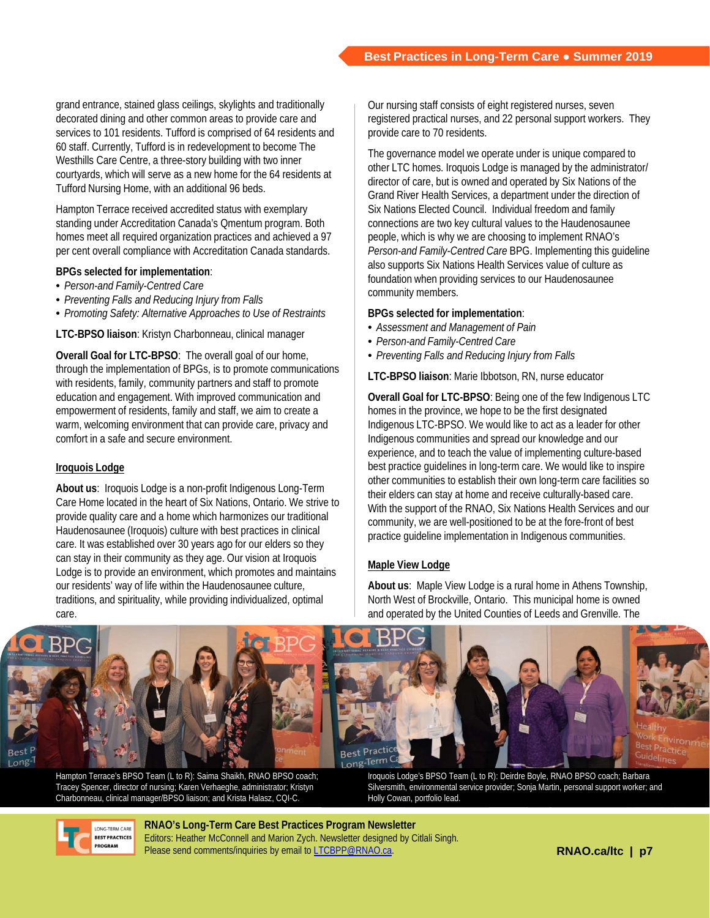grand entrance, stained glass ceilings, skylights and traditionally decorated dining and other common areas to provide care and services to 101 residents. Tufford is comprised of 64 residents and 60 staff. Currently, Tufford is in redevelopment to become The Westhills Care Centre, a three-story building with two inner courtyards, which will serve as a new home for the 64 residents at Tufford Nursing Home, with an additional 96 beds.

Hampton Terrace received accredited status with exemplary standing under Accreditation Canada's Qmentum program. Both homes meet all required organization practices and achieved a 97 per cent overall compliance with Accreditation Canada standards.

**BPGs selected for implementation**:

- *Person-and Family-Centred Care*
- *Preventing Falls and Reducing Injury from Falls*
- *Promoting Safety: Alternative Approaches to Use of Restraints*

**LTC-BPSO liaison**: Kristyn Charbonneau, clinical manager

**Overall Goal for LTC-BPSO**: The overall goal of our home, through the implementation of BPGs, is to promote communications with residents, family, community partners and staff to promote education and engagement. With improved communication and empowerment of residents, family and staff, we aim to create a warm, welcoming environment that can provide care, privacy and comfort in a safe and secure environment.

## Iroquois Lodge

**About us**: Iroquois Lodge is a non-profit Indigenous Long-Term Care Home located in the heart of Six Nations, Ontario. We strive to provide quality care and a home which harmonizes our traditional Haudenosaunee (Iroquois) culture with best practices in clinical care. It was established over 30 years ago for our elders so they can stay in their community as they age. Our vision at Iroquois Lodge is to provide an environment, which promotes and maintains our residents' way of life within the Haudenosaunee culture, traditions, and spirituality, while providing individualized, optimal care.

Our nursing staff consists of eight registered nurses, seven registered practical nurses, and 22 personal support workers. They provide care to 70 residents.

The governance model we operate under is unique compared to other LTC homes. Iroquois Lodge is managed by the administrator/director of care, but is owned and operated by Six Nations of the Grand River Health Services, a department under the direction of Six Nations Elected Council. Individual freedom and family connections are two key cultural values to the Haudenosaunee people, which is why we are choosing to implement RNAO's *Person-and Family-Centred Care* BPG. Implementing this guideline also supports Six Nations Health Services value of culture as foundation when providing services to our Haudenosaunee community members.

**BPGs selected for implementation**:

- *Assessment and Management of Pain*
- *Person-and Family-Centred Care*
- *Preventing Falls and Reducing Injury from Falls*

**LTC-BPSO liaison**: Marie Ibbotson, RN, nurse educator

**Overall Goal for LTC-BPSO**: Being one of the few Indigenous LTC homes in the province, we hope to be the first designated Indigenous LTC-BPSO. We would like to act as a leader for other Indigenous communities and spread our knowledge and our experience, and to teach the value of implementing culture-based best practice guidelines in long-term care. We would like to inspire other communities to establish their own long-term care facilities so their elders can stay at home and receive culturally-based care. With the support of the RNAO, Six Nations Health Services and our community, we are well-positioned to be at the fore-front of best practice guideline implementation in Indigenous communities.

## Maple View Lodge

**About us**: Maple View Lodge is a rural home in Athens Township, North West of Brockville, Ontario. This municipal home is owned and operated by the United Counties of Leeds and Grenville. The

Hampton Terrace's BPSO Team (L to R): Saima Shaikh, RNAO BPSO coach; Tracey Spencer, director of nursing; Karen Verhaeghe, administrator; Kristyn Charbonneau, clinical manager/BPSO liaison; and Krista Halasz, CQI-C.

Iroquois Lodge's BPSO Team (L to R): Deirdre Boyle, RNAO BPSO coach; Barbara Silversmith, environmental service provider; Sonja Martin, personal support worker; and Holly Cowan, portfolio lead.

**RNAO's Long-Term Care Best Practices Program Newsletter**
Editors: Heather McConnell and Marion Zych. Newsletter designed by Citlali Singh.
Please send comments/inquiries by email to LTCBPP@RNAO.ca.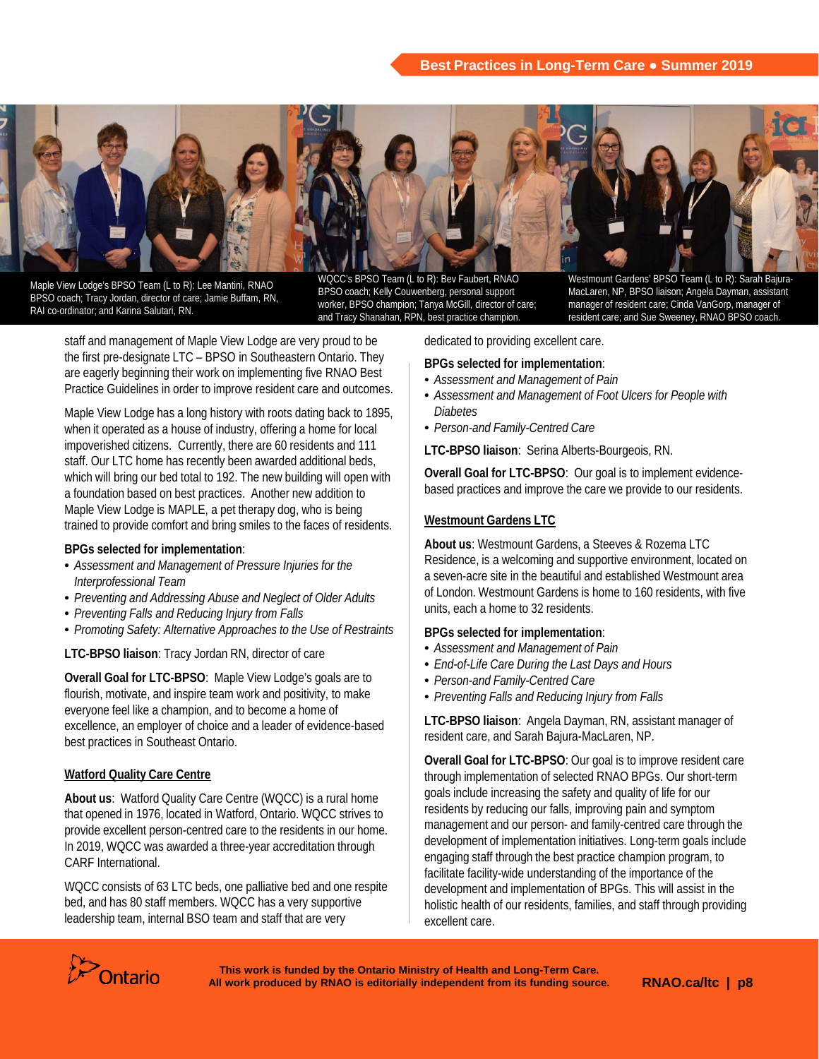Maple View Lodge's BPSO Team (L to R): Lee Mantini, RNAO BPSO coach; Tracy Jordan, director of care; Jamie Buffam, RN, RAI co-ordinator; and Karina Salutari, RN.

WQCC's BPSO Team (L to R): Bev Faubert, RNAO BPSO coach; Kelly Couwenberg, personal support worker, BPSO champion; Tanya McGill, director of care; and Tracy Shanahan, RPN, best practice champion.

Westmount Gardens' BPSO Team (L to R): Sarah Bajura-MacLaren, NP, BPSO liaison; Angela Dayman, assistant manager of resident care; Cinda VanGorp, manager of resident care; and Sue Sweeney, RNAO BPSO coach.

staff and management of Maple View Lodge are very proud to be the first pre-designate LTC – BPSO in Southeastern Ontario. They are eagerly beginning their work on implementing five RNAO Best Practice Guidelines in order to improve resident care and outcomes.

Maple View Lodge has a long history with roots dating back to 1895, when it operated as a house of industry, offering a home for local impoverished citizens. Currently, there are 60 residents and 111 staff. Our LTC home has recently been awarded additional beds, which will bring our bed total to 192. The new building will open with a foundation based on best practices. Another new addition to Maple View Lodge is MAPLE, a pet therapy dog, who is being trained to provide comfort and bring smiles to the faces of residents.

**BPGs selected for implementation**:

- *Assessment and Management of Pressure Injuries for the Interprofessional Team*
- *Preventing and Addressing Abuse and Neglect of Older Adults*
- *Preventing Falls and Reducing Injury from Falls*
- *Promoting Safety: Alternative Approaches to the Use of Restraints*

**LTC-BPSO liaison**: Tracy Jordan RN, director of care

**Overall Goal for LTC-BPSO**: Maple View Lodge's goals are to flourish, motivate, and inspire team work and positivity, to make everyone feel like a champion, and to become a home of excellence, an employer of choice and a leader of evidence-based best practices in Southeast Ontario.

## Watford Quality Care Centre

**About us**: Watford Quality Care Centre (WQCC) is a rural home that opened in 1976, located in Watford, Ontario. WQCC strives to provide excellent person-centred care to the residents in our home. In 2019, WQCC was awarded a three-year accreditation through CARF International.

WQCC consists of 63 LTC beds, one palliative bed and one respite bed, and has 80 staff members. WQCC has a very supportive leadership team, internal BSO team and staff that are very dedicated to providing excellent care.

**BPGs selected for implementation**:

- *Assessment and Management of Pain*
- *Assessment and Management of Foot Ulcers for People with Diabetes*
- *Person-and Family-Centred Care*

**LTC-BPSO liaison**: Serina Alberts-Bourgeois, RN.

**Overall Goal for LTC-BPSO**: Our goal is to implement evidence-based practices and improve the care we provide to our residents.

## Westmount Gardens LTC

**About us**: Westmount Gardens, a Steeves & Rozema LTC Residence, is a welcoming and supportive environment, located on a seven-acre site in the beautiful and established Westmount area of London. Westmount Gardens is home to 160 residents, with five units, each a home to 32 residents.

**BPGs selected for implementation**:

- *Assessment and Management of Pain*
- *End-of-Life Care During the Last Days and Hours*
- *Person-and Family-Centred Care*
- *Preventing Falls and Reducing Injury from Falls*

**LTC-BPSO liaison**: Angela Dayman, RN, assistant manager of resident care, and Sarah Bajura-MacLaren, NP.

**Overall Goal for LTC-BPSO**: Our goal is to improve resident care through implementation of selected RNAO BPGs. Our short-term goals include increasing the safety and quality of life for our residents by reducing our falls, improving pain and symptom management and our person- and family-centred care through the development of implementation initiatives. Long-term goals include engaging staff through the best practice champion program, to facilitate facility-wide understanding of the importance of the development and implementation of BPGs. This will assist in the holistic health of our residents, families, and staff through providing excellent care.

**This work is funded by the Ontario Ministry of Health and Long-Term Care. All work produced by RNAO is editorially independent from its funding source.**